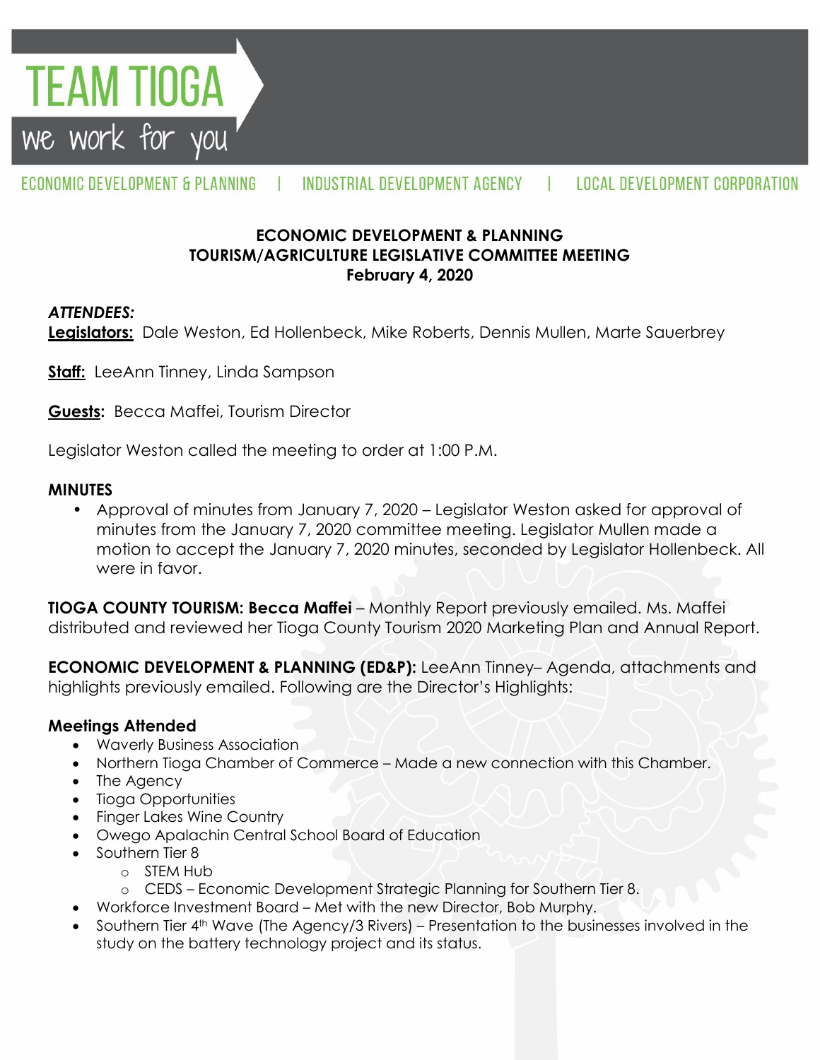TEAM TIOGA

we work for you

ECONOMIC DEVELOPMENT & PLANNING | INDUSTRIAL DEVELOPMENT AGENCY | LOCAL DEVELOPMENT CORPORATION

**ECONOMIC DEVELOPMENT & PLANNING**
**TOURISM/AGRICULTURE LEGISLATIVE COMMITTEE MEETING**
**February 4, 2020**

***ATTENDEES:***

**Legislators:** Dale Weston, Ed Hollenbeck, Mike Roberts, Dennis Mullen, Marte Sauerbrey

**Staff:** LeeAnn Tinney, Linda Sampson

**Guests:** Becca Maffei, Tourism Director

Legislator Weston called the meeting to order at 1:00 P.M.

## MINUTES

- Approval of minutes from January 7, 2020 – Legislator Weston asked for approval of minutes from the January 7, 2020 committee meeting. Legislator Mullen made a motion to accept the January 7, 2020 minutes, seconded by Legislator Hollenbeck. All were in favor.

**TIOGA COUNTY TOURISM: Becca Maffei** – Monthly Report previously emailed. Ms. Maffei distributed and reviewed her Tioga County Tourism 2020 Marketing Plan and Annual Report.

**ECONOMIC DEVELOPMENT & PLANNING (ED&P):** LeeAnn Tinney– Agenda, attachments and highlights previously emailed. Following are the Director's Highlights:

### Meetings Attended

- Waverly Business Association
- Northern Tioga Chamber of Commerce – Made a new connection with this Chamber.
- The Agency
- Tioga Opportunities
- Finger Lakes Wine Country
- Owego Apalachin Central School Board of Education
- Southern Tier 8
  - STEM Hub
  - CEDS – Economic Development Strategic Planning for Southern Tier 8.
- Workforce Investment Board – Met with the new Director, Bob Murphy.
- Southern Tier 4th Wave (The Agency/3 Rivers) – Presentation to the businesses involved in the study on the battery technology project and its status.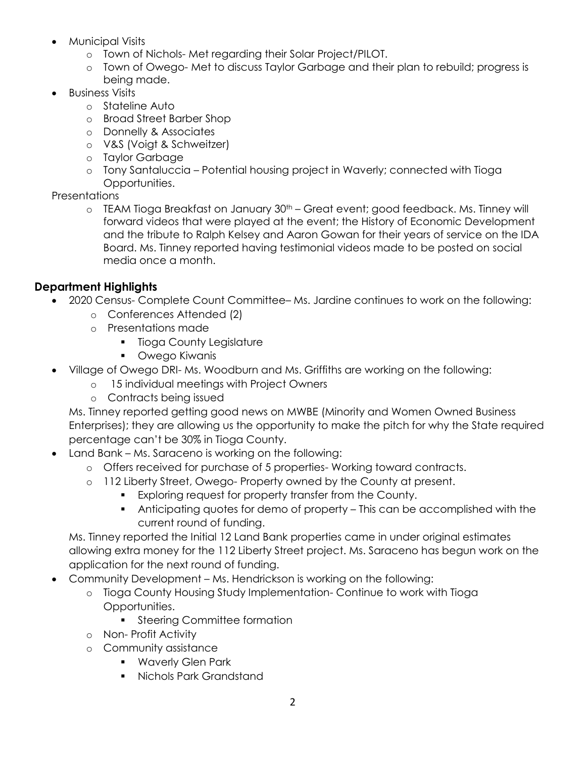- Municipal Visits
  - Town of Nichols- Met regarding their Solar Project/PILOT.
  - Town of Owego- Met to discuss Taylor Garbage and their plan to rebuild; progress is being made.
- Business Visits
  - Stateline Auto
  - Broad Street Barber Shop
  - Donnelly & Associates
  - V&S (Voigt & Schweitzer)
  - Taylor Garbage
  - Tony Santaluccia – Potential housing project in Waverly; connected with Tioga Opportunities.

Presentations

- TEAM Tioga Breakfast on January 30th – Great event; good feedback. Ms. Tinney will forward videos that were played at the event; the History of Economic Development and the tribute to Ralph Kelsey and Aaron Gowan for their years of service on the IDA Board. Ms. Tinney reported having testimonial videos made to be posted on social media once a month.

## Department Highlights

- 2020 Census- Complete Count Committee– Ms. Jardine continues to work on the following:
  - Conferences Attended (2)
  - Presentations made
    - Tioga County Legislature
    - Owego Kiwanis
- Village of Owego DRI- Ms. Woodburn and Ms. Griffiths are working on the following:
  - 15 individual meetings with Project Owners
  - Contracts being issued

  Ms. Tinney reported getting good news on MWBE (Minority and Women Owned Business Enterprises); they are allowing us the opportunity to make the pitch for why the State required percentage can't be 30% in Tioga County.
- Land Bank – Ms. Saraceno is working on the following:
  - Offers received for purchase of 5 properties- Working toward contracts.
  - 112 Liberty Street, Owego- Property owned by the County at present.
    - Exploring request for property transfer from the County.
    - Anticipating quotes for demo of property – This can be accomplished with the current round of funding.

  Ms. Tinney reported the Initial 12 Land Bank properties came in under original estimates allowing extra money for the 112 Liberty Street project. Ms. Saraceno has begun work on the application for the next round of funding.
- Community Development – Ms. Hendrickson is working on the following:
  - Tioga County Housing Study Implementation- Continue to work with Tioga Opportunities.
    - Steering Committee formation
  - Non- Profit Activity
  - Community assistance
    - Waverly Glen Park
    - Nichols Park Grandstand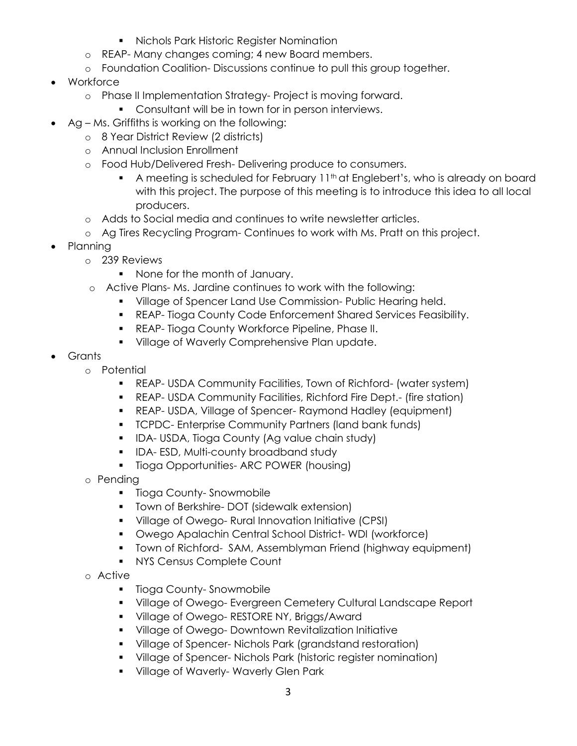- Nichols Park Historic Register Nomination
    - REAP- Many changes coming; 4 new Board members.
    - Foundation Coalition- Discussions continue to pull this group together.
- Workforce
    - Phase II Implementation Strategy- Project is moving forward.
        - Consultant will be in town for in person interviews.
- Ag – Ms. Griffiths is working on the following:
    - 8 Year District Review (2 districts)
    - Annual Inclusion Enrollment
    - Food Hub/Delivered Fresh- Delivering produce to consumers.
        - A meeting is scheduled for February 11th at Englebert's, who is already on board with this project. The purpose of this meeting is to introduce this idea to all local producers.
    - Adds to Social media and continues to write newsletter articles.
    - Ag Tires Recycling Program- Continues to work with Ms. Pratt on this project.
- Planning
    - 239 Reviews
        - None for the month of January.
    - Active Plans- Ms. Jardine continues to work with the following:
        - Village of Spencer Land Use Commission- Public Hearing held.
        - REAP- Tioga County Code Enforcement Shared Services Feasibility.
        - REAP- Tioga County Workforce Pipeline, Phase II.
        - Village of Waverly Comprehensive Plan update.
- Grants
    - Potential
        - REAP- USDA Community Facilities, Town of Richford- (water system)
        - REAP- USDA Community Facilities, Richford Fire Dept.- (fire station)
        - REAP- USDA, Village of Spencer- Raymond Hadley (equipment)
        - TCPDC- Enterprise Community Partners (land bank funds)
        - IDA- USDA, Tioga County (Ag value chain study)
        - IDA- ESD, Multi-county broadband study
        - Tioga Opportunities- ARC POWER (housing)
    - Pending
        - Tioga County- Snowmobile
        - Town of Berkshire- DOT (sidewalk extension)
        - Village of Owego- Rural Innovation Initiative (CPSI)
        - Owego Apalachin Central School District- WDI (workforce)
        - Town of Richford- SAM, Assemblyman Friend (highway equipment)
        - NYS Census Complete Count
    - Active
        - Tioga County- Snowmobile
        - Village of Owego- Evergreen Cemetery Cultural Landscape Report
        - Village of Owego- RESTORE NY, Briggs/Award
        - Village of Owego- Downtown Revitalization Initiative
        - Village of Spencer- Nichols Park (grandstand restoration)
        - Village of Spencer- Nichols Park (historic register nomination)
        - Village of Waverly- Waverly Glen Park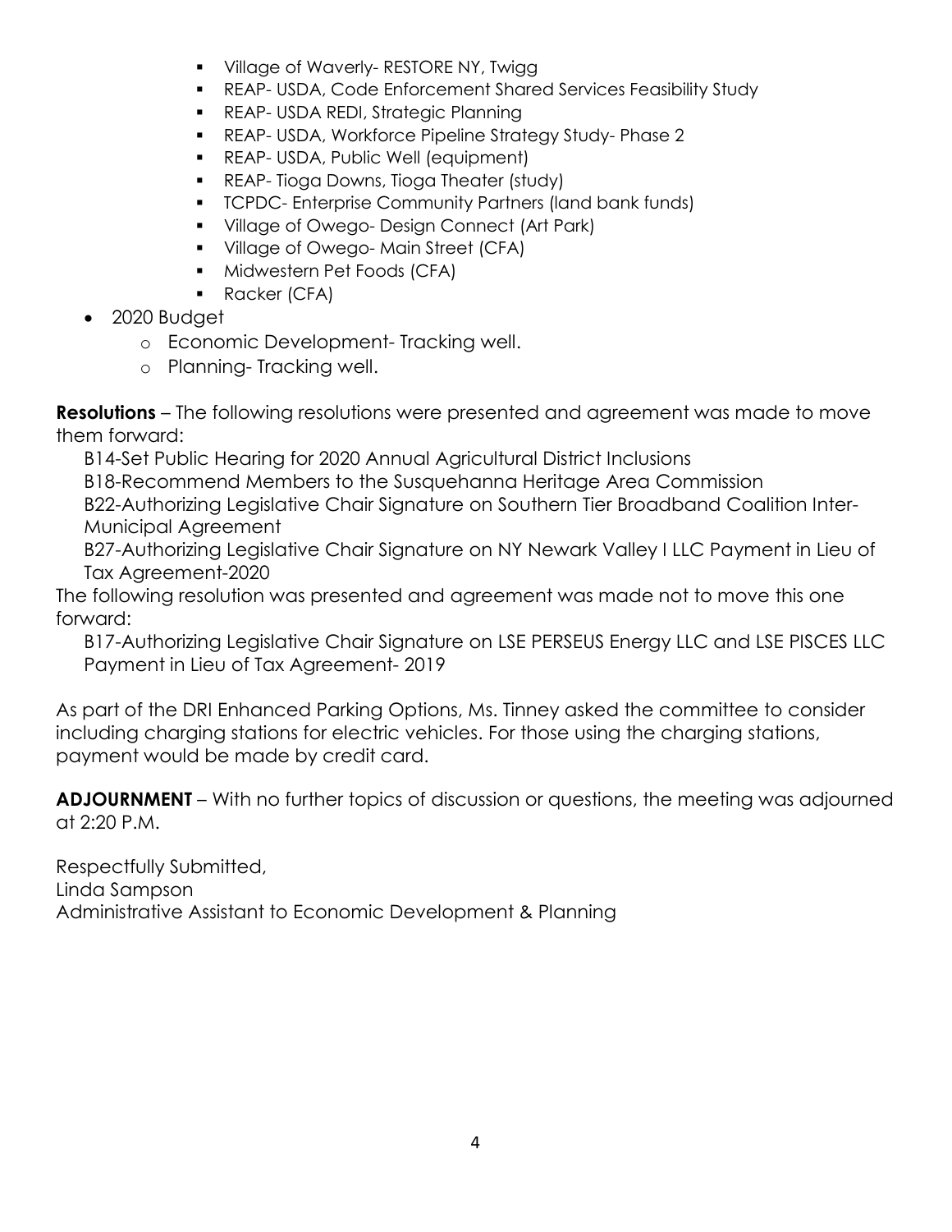- Village of Waverly- RESTORE NY, Twigg
  - REAP- USDA, Code Enforcement Shared Services Feasibility Study
  - REAP- USDA REDI, Strategic Planning
  - REAP- USDA, Workforce Pipeline Strategy Study- Phase 2
  - REAP- USDA, Public Well (equipment)
  - REAP- Tioga Downs, Tioga Theater (study)
  - TCPDC- Enterprise Community Partners (land bank funds)
  - Village of Owego- Design Connect (Art Park)
  - Village of Owego- Main Street (CFA)
  - Midwestern Pet Foods (CFA)
  - Racker (CFA)
- 2020 Budget
  - Economic Development- Tracking well.
  - Planning- Tracking well.

**Resolutions** – The following resolutions were presented and agreement was made to move them forward:

B14-Set Public Hearing for 2020 Annual Agricultural District Inclusions

B18-Recommend Members to the Susquehanna Heritage Area Commission

B22-Authorizing Legislative Chair Signature on Southern Tier Broadband Coalition Inter-Municipal Agreement

B27-Authorizing Legislative Chair Signature on NY Newark Valley I LLC Payment in Lieu of Tax Agreement-2020

The following resolution was presented and agreement was made not to move this one forward:

B17-Authorizing Legislative Chair Signature on LSE PERSEUS Energy LLC and LSE PISCES LLC Payment in Lieu of Tax Agreement- 2019

As part of the DRI Enhanced Parking Options, Ms. Tinney asked the committee to consider including charging stations for electric vehicles. For those using the charging stations, payment would be made by credit card.

**ADJOURNMENT** – With no further topics of discussion or questions, the meeting was adjourned at 2:20 P.M.

Respectfully Submitted,  
Linda Sampson  
Administrative Assistant to Economic Development & Planning